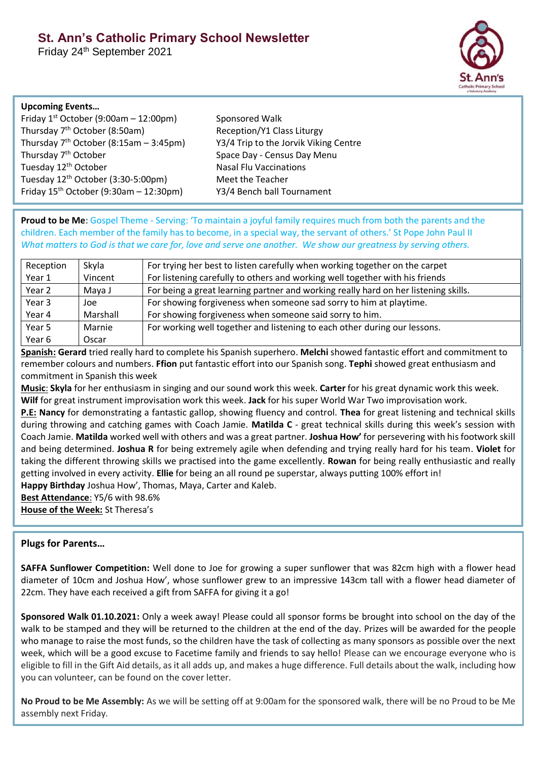# St. Ann's Catholic Primary School Newsletter

Friday 24th September 2021

**Upcoming Events…**

| | |
|---|---|
| Friday 1st October (9:00am – 12:00pm) | Sponsored Walk |
| Thursday 7th October (8:50am) | Reception/Y1 Class Liturgy |
| Thursday 7th October (8:15am – 3:45pm) | Y3/4 Trip to the Jorvik Viking Centre |
| Thursday 7th October | Space Day - Census Day Menu |
| Tuesday 12th October | Nasal Flu Vaccinations |
| Tuesday 12th October (3:30-5:00pm) | Meet the Teacher |
| Friday 15th October (9:30am – 12:30pm) | Y3/4 Bench ball Tournament |

**Proud to be Me**: Gospel Theme - Serving: 'To maintain a joyful family requires much from both the parents and the children. Each member of the family has to become, in a special way, the servant of others.' St Pope John Paul II
*What matters to God is that we care for, love and serve one another. We show our greatness by serving others.*

| | | |
|---|---|---|
| Reception | Skyla | For trying her best to listen carefully when working together on the carpet |
| Year 1 | Vincent | For listening carefully to others and working well together with his friends |
| Year 2 | Maya J | For being a great learning partner and working really hard on her listening skills. |
| Year 3 | Joe | For showing forgiveness when someone sad sorry to him at playtime. |
| Year 4 | Marshall | For showing forgiveness when someone said sorry to him. |
| Year 5 | Marnie | For working well together and listening to each other during our lessons. |
| Year 6 | Oscar | |

**Spanish:** **Gerard** tried really hard to complete his Spanish superhero. **Melchi** showed fantastic effort and commitment to remember colours and numbers. **Ffion** put fantastic effort into our Spanish song. **Tephi** showed great enthusiasm and commitment in Spanish this week

**Music**: **Skyla** for her enthusiasm in singing and our sound work this week. **Carter** for his great dynamic work this week. **Wilf** for great instrument improvisation work this week. **Jack** for his super World War Two improvisation work.

**P.E:** **Nancy** for demonstrating a fantastic gallop, showing fluency and control. **Thea** for great listening and technical skills during throwing and catching games with Coach Jamie. **Matilda C** - great technical skills during this week's session with Coach Jamie. **Matilda** worked well with others and was a great partner. **Joshua How'** for persevering with his footwork skill and being determined. **Joshua R** for being extremely agile when defending and trying really hard for his team. **Violet** for taking the different throwing skills we practised into the game excellently. **Rowan** for being really enthusiastic and really getting involved in every activity. **Ellie** for being an all round pe superstar, always putting 100% effort in!

**Happy Birthday** Joshua How', Thomas, Maya, Carter and Kaleb.

**Best Attendance**: Y5/6 with 98.6%

**House of the Week:** St Theresa's

**Plugs for Parents…**

**SAFFA Sunflower Competition:** Well done to Joe for growing a super sunflower that was 82cm high with a flower head diameter of 10cm and Joshua How', whose sunflower grew to an impressive 143cm tall with a flower head diameter of 22cm. They have each received a gift from SAFFA for giving it a go!

**Sponsored Walk 01.10.2021:** Only a week away! Please could all sponsor forms be brought into school on the day of the walk to be stamped and they will be returned to the children at the end of the day. Prizes will be awarded for the people who manage to raise the most funds, so the children have the task of collecting as many sponsors as possible over the next week, which will be a good excuse to Facetime family and friends to say hello! Please can we encourage everyone who is eligible to fill in the Gift Aid details, as it all adds up, and makes a huge difference. Full details about the walk, including how you can volunteer, can be found on the cover letter.

**No Proud to be Me Assembly:** As we will be setting off at 9:00am for the sponsored walk, there will be no Proud to be Me assembly next Friday.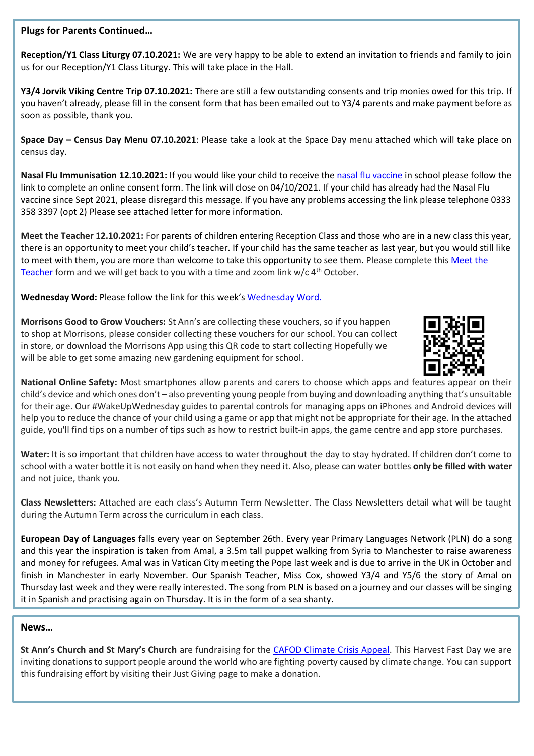**Plugs for Parents Continued…**

**Reception/Y1 Class Liturgy 07.10.2021:** We are very happy to be able to extend an invitation to friends and family to join us for our Reception/Y1 Class Liturgy. This will take place in the Hall.

**Y3/4 Jorvik Viking Centre Trip 07.10.2021:** There are still a few outstanding consents and trip monies owed for this trip. If you haven't already, please fill in the consent form that has been emailed out to Y3/4 parents and make payment before as soon as possible, thank you.

**Space Day – Census Day Menu 07.10.2021**: Please take a look at the Space Day menu attached which will take place on census day.

**Nasal Flu Immunisation 12.10.2021:** If you would like your child to receive the nasal flu vaccine in school please follow the link to complete an online consent form. The link will close on 04/10/2021. If your child has already had the Nasal Flu vaccine since Sept 2021, please disregard this message. If you have any problems accessing the link please telephone 0333 358 3397 (opt 2) Please see attached letter for more information.

**Meet the Teacher 12.10.2021:** For parents of children entering Reception Class and those who are in a new class this year, there is an opportunity to meet your child's teacher. If your child has the same teacher as last year, but you would still like to meet with them, you are more than welcome to take this opportunity to see them. Please complete this Meet the Teacher form and we will get back to you with a time and zoom link w/c 4th October.

**Wednesday Word:** Please follow the link for this week's Wednesday Word.

**Morrisons Good to Grow Vouchers:** St Ann's are collecting these vouchers, so if you happen to shop at Morrisons, please consider collecting these vouchers for our school. You can collect in store, or download the Morrisons App using this QR code to start collecting Hopefully we will be able to get some amazing new gardening equipment for school.

**National Online Safety:** Most smartphones allow parents and carers to choose which apps and features appear on their child's device and which ones don't – also preventing young people from buying and downloading anything that's unsuitable for their age. Our #WakeUpWednesday guides to parental controls for managing apps on iPhones and Android devices will help you to reduce the chance of your child using a game or app that might not be appropriate for their age. In the attached guide, you'll find tips on a number of tips such as how to restrict built-in apps, the game centre and app store purchases.

**Water:** It is so important that children have access to water throughout the day to stay hydrated. If children don't come to school with a water bottle it is not easily on hand when they need it. Also, please can water bottles **only be filled with water** and not juice, thank you.

**Class Newsletters:** Attached are each class's Autumn Term Newsletter. The Class Newsletters detail what will be taught during the Autumn Term across the curriculum in each class.

**European Day of Languages** falls every year on September 26th. Every year Primary Languages Network (PLN) do a song and this year the inspiration is taken from Amal, a 3.5m tall puppet walking from Syria to Manchester to raise awareness and money for refugees. Amal was in Vatican City meeting the Pope last week and is due to arrive in the UK in October and finish in Manchester in early November. Our Spanish Teacher, Miss Cox, showed Y3/4 and Y5/6 the story of Amal on Thursday last week and they were really interested. The song from PLN is based on a journey and our classes will be singing it in Spanish and practising again on Thursday. It is in the form of a sea shanty.

**News…**

**St Ann's Church and St Mary's Church** are fundraising for the CAFOD Climate Crisis Appeal. This Harvest Fast Day we are inviting donations to support people around the world who are fighting poverty caused by climate change. You can support this fundraising effort by visiting their Just Giving page to make a donation.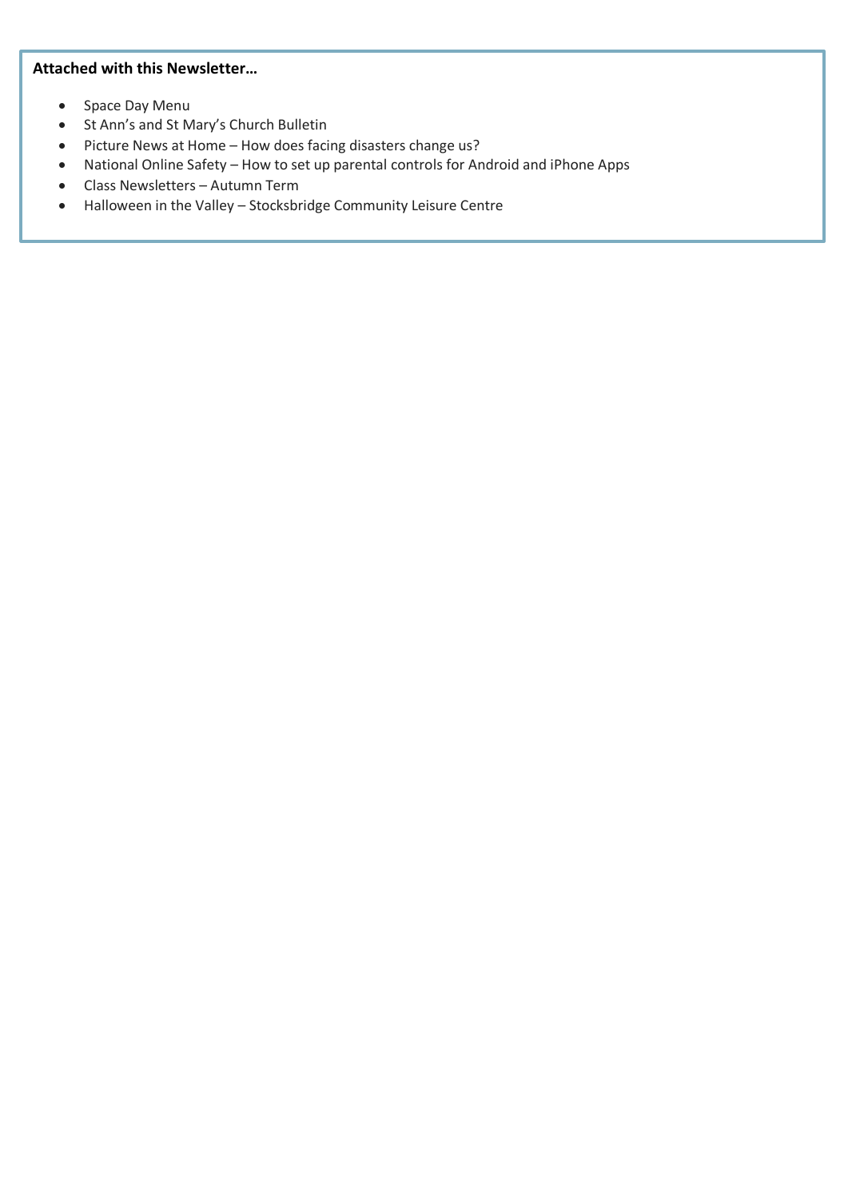**Attached with this Newsletter…**

- Space Day Menu
- St Ann's and St Mary's Church Bulletin
- Picture News at Home – How does facing disasters change us?
- National Online Safety – How to set up parental controls for Android and iPhone Apps
- Class Newsletters – Autumn Term
- Halloween in the Valley – Stocksbridge Community Leisure Centre